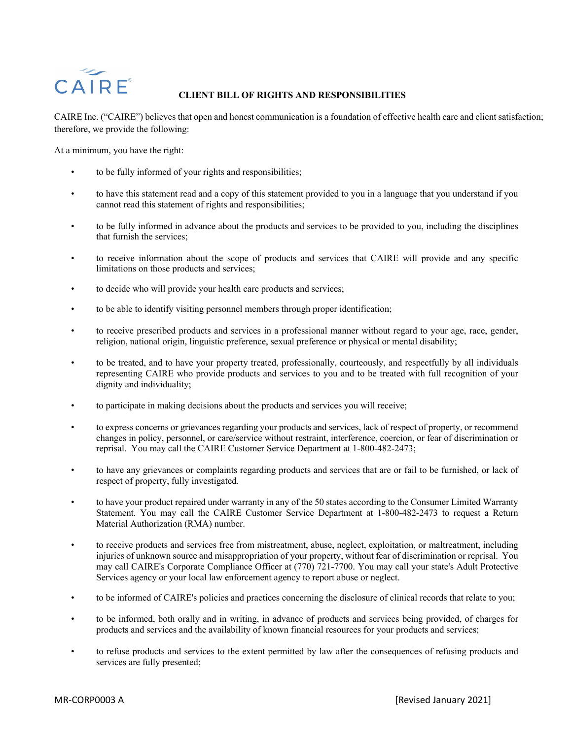CAIRE

# CLIENT BILL OF RIGHTS AND RESPONSIBILITIES

CAIRE Inc. ("CAIRE") believes that open and honest communication is a foundation of effective health care and client satisfaction; therefore, we provide the following:

At a minimum, you have the right:

- to be fully informed of your rights and responsibilities;
- to have this statement read and a copy of this statement provided to you in a language that you understand if you cannot read this statement of rights and responsibilities;
- to be fully informed in advance about the products and services to be provided to you, including the disciplines that furnish the services;
- to receive information about the scope of products and services that CAIRE will provide and any specific limitations on those products and services;
- to decide who will provide your health care products and services;
- to be able to identify visiting personnel members through proper identification;
- to receive prescribed products and services in a professional manner without regard to your age, race, gender, religion, national origin, linguistic preference, sexual preference or physical or mental disability;
- to be treated, and to have your property treated, professionally, courteously, and respectfully by all individuals representing CAIRE who provide products and services to you and to be treated with full recognition of your dignity and individuality;
- to participate in making decisions about the products and services you will receive;
- to express concerns or grievances regarding your products and services, lack of respect of property, or recommend changes in policy, personnel, or care/service without restraint, interference, coercion, or fear of discrimination or reprisal. You may call the CAIRE Customer Service Department at 1-800-482-2473;
- to have any grievances or complaints regarding products and services that are or fail to be furnished, or lack of respect of property, fully investigated.
- to have your product repaired under warranty in any of the 50 states according to the Consumer Limited Warranty Statement. You may call the CAIRE Customer Service Department at 1-800-482-2473 to request a Return Material Authorization (RMA) number.
- to receive products and services free from mistreatment, abuse, neglect, exploitation, or maltreatment, including injuries of unknown source and misappropriation of your property, without fear of discrimination or reprisal. You may call CAIRE's Corporate Compliance Officer at (770) 721-7700. You may call your state's Adult Protective Services agency or your local law enforcement agency to report abuse or neglect.
- to be informed of CAIRE's policies and practices concerning the disclosure of clinical records that relate to you;
- to be informed, both orally and in writing, in advance of products and services being provided, of charges for products and services and the availability of known financial resources for your products and services;
- to refuse products and services to the extent permitted by law after the consequences of refusing products and services are fully presented;

MR-CORP0003 A [Revised January 2021]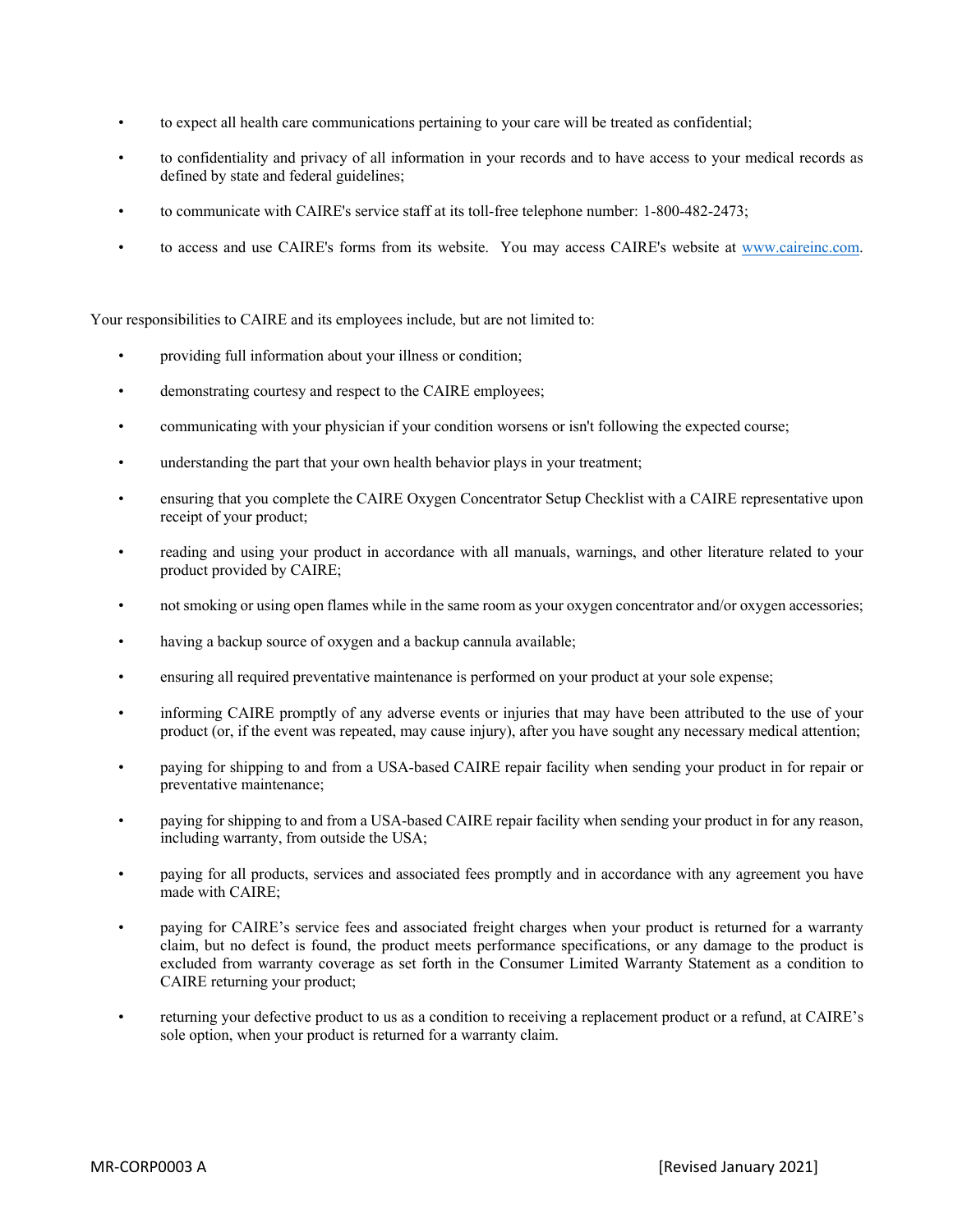- to expect all health care communications pertaining to your care will be treated as confidential;
- to confidentiality and privacy of all information in your records and to have access to your medical records as defined by state and federal guidelines;
- to communicate with CAIRE's service staff at its toll-free telephone number: 1-800-482-2473;
- to access and use CAIRE's forms from its website. You may access CAIRE's website at [www.caireinc.com](http://www.caireinc.com).

Your responsibilities to CAIRE and its employees include, but are not limited to:

- providing full information about your illness or condition;
- demonstrating courtesy and respect to the CAIRE employees;
- communicating with your physician if your condition worsens or isn't following the expected course;
- understanding the part that your own health behavior plays in your treatment;
- ensuring that you complete the CAIRE Oxygen Concentrator Setup Checklist with a CAIRE representative upon receipt of your product;
- reading and using your product in accordance with all manuals, warnings, and other literature related to your product provided by CAIRE;
- not smoking or using open flames while in the same room as your oxygen concentrator and/or oxygen accessories;
- having a backup source of oxygen and a backup cannula available;
- ensuring all required preventative maintenance is performed on your product at your sole expense;
- informing CAIRE promptly of any adverse events or injuries that may have been attributed to the use of your product (or, if the event was repeated, may cause injury), after you have sought any necessary medical attention;
- paying for shipping to and from a USA-based CAIRE repair facility when sending your product in for repair or preventative maintenance;
- paying for shipping to and from a USA-based CAIRE repair facility when sending your product in for any reason, including warranty, from outside the USA;
- paying for all products, services and associated fees promptly and in accordance with any agreement you have made with CAIRE;
- paying for CAIRE's service fees and associated freight charges when your product is returned for a warranty claim, but no defect is found, the product meets performance specifications, or any damage to the product is excluded from warranty coverage as set forth in the Consumer Limited Warranty Statement as a condition to CAIRE returning your product;
- returning your defective product to us as a condition to receiving a replacement product or a refund, at CAIRE's sole option, when your product is returned for a warranty claim.

MR-CORP0003 A [Revised January 2021]